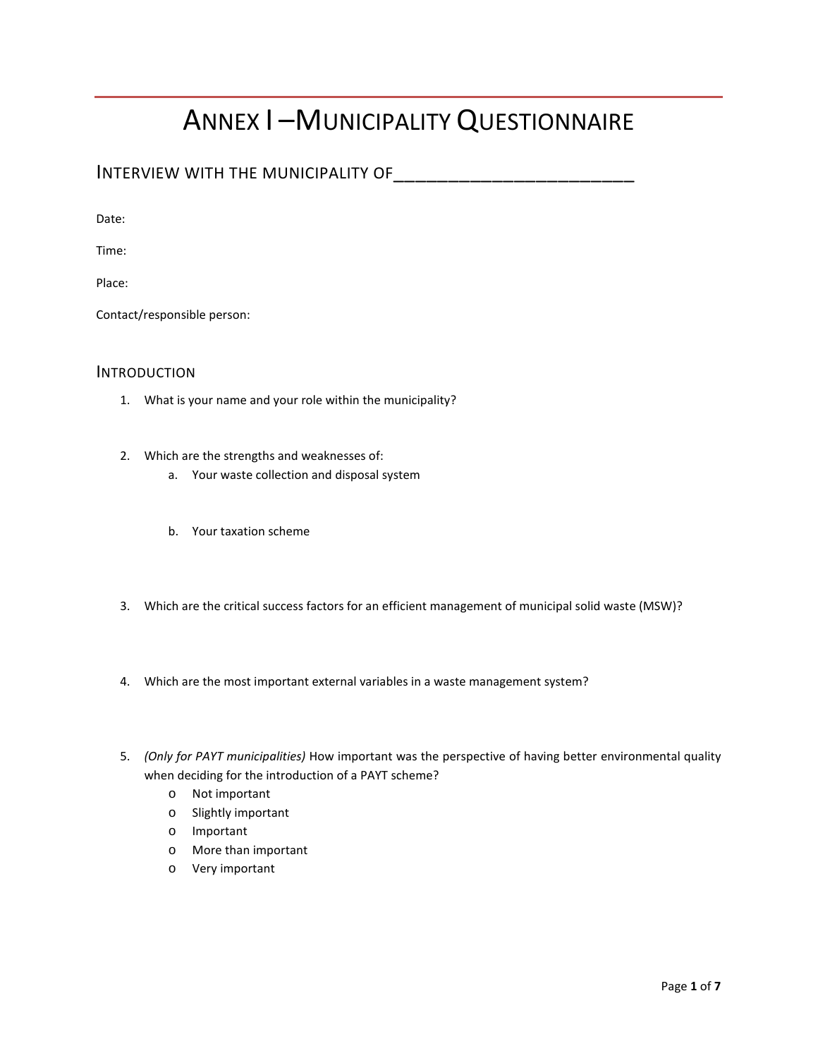# ANNEX I – MUNICIPALITY QUESTIONNAIRE

## INTERVIEW WITH THE MUNICIPALITY OF________________________

Date:

Time:

Place:

Contact/responsible person:

## INTRODUCTION

1. What is your name and your role within the municipality?

2. Which are the strengths and weaknesses of:
   a. Your waste collection and disposal system

   b. Your taxation scheme

3. Which are the critical success factors for an efficient management of municipal solid waste (MSW)?

4. Which are the most important external variables in a waste management system?

5. *(Only for PAYT municipalities)* How important was the perspective of having better environmental quality when deciding for the introduction of a PAYT scheme?
   - Not important
   - Slightly important
   - Important
   - More than important
   - Very important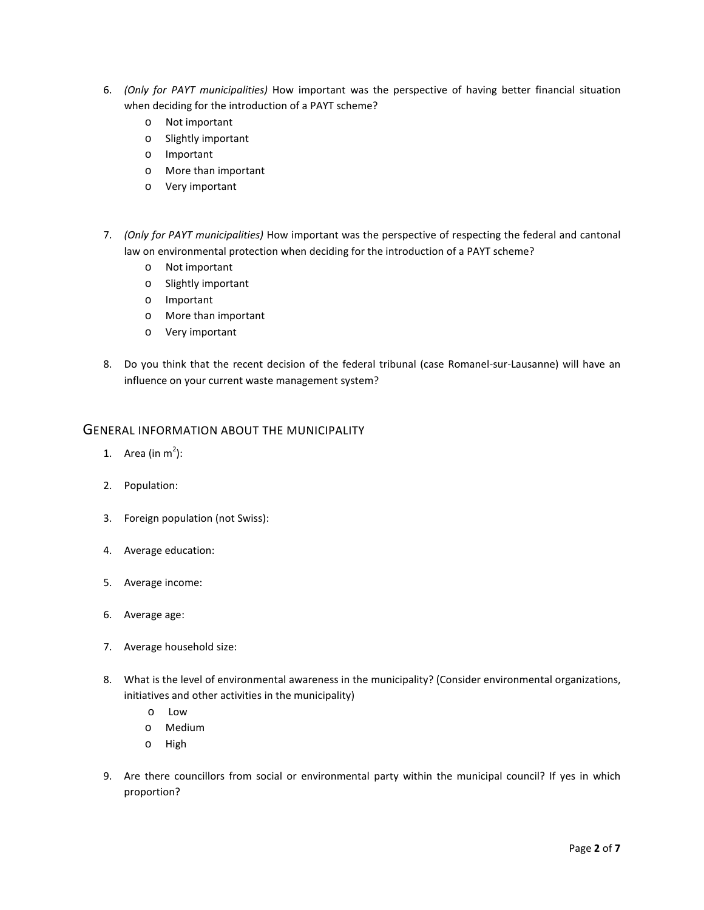6. *(Only for PAYT municipalities)* How important was the perspective of having better financial situation when deciding for the introduction of a PAYT scheme?
   - Not important
   - Slightly important
   - Important
   - More than important
   - Very important

7. *(Only for PAYT municipalities)* How important was the perspective of respecting the federal and cantonal law on environmental protection when deciding for the introduction of a PAYT scheme?
   - Not important
   - Slightly important
   - Important
   - More than important
   - Very important

8. Do you think that the recent decision of the federal tribunal (case Romanel-sur-Lausanne) will have an influence on your current waste management system?

## General information about the municipality

1. Area (in $m^2$):

2. Population:

3. Foreign population (not Swiss):

4. Average education:

5. Average income:

6. Average age:

7. Average household size:

8. What is the level of environmental awareness in the municipality? (Consider environmental organizations, initiatives and other activities in the municipality)
   - Low
   - Medium
   - High

9. Are there councillors from social or environmental party within the municipal council? If yes in which proportion?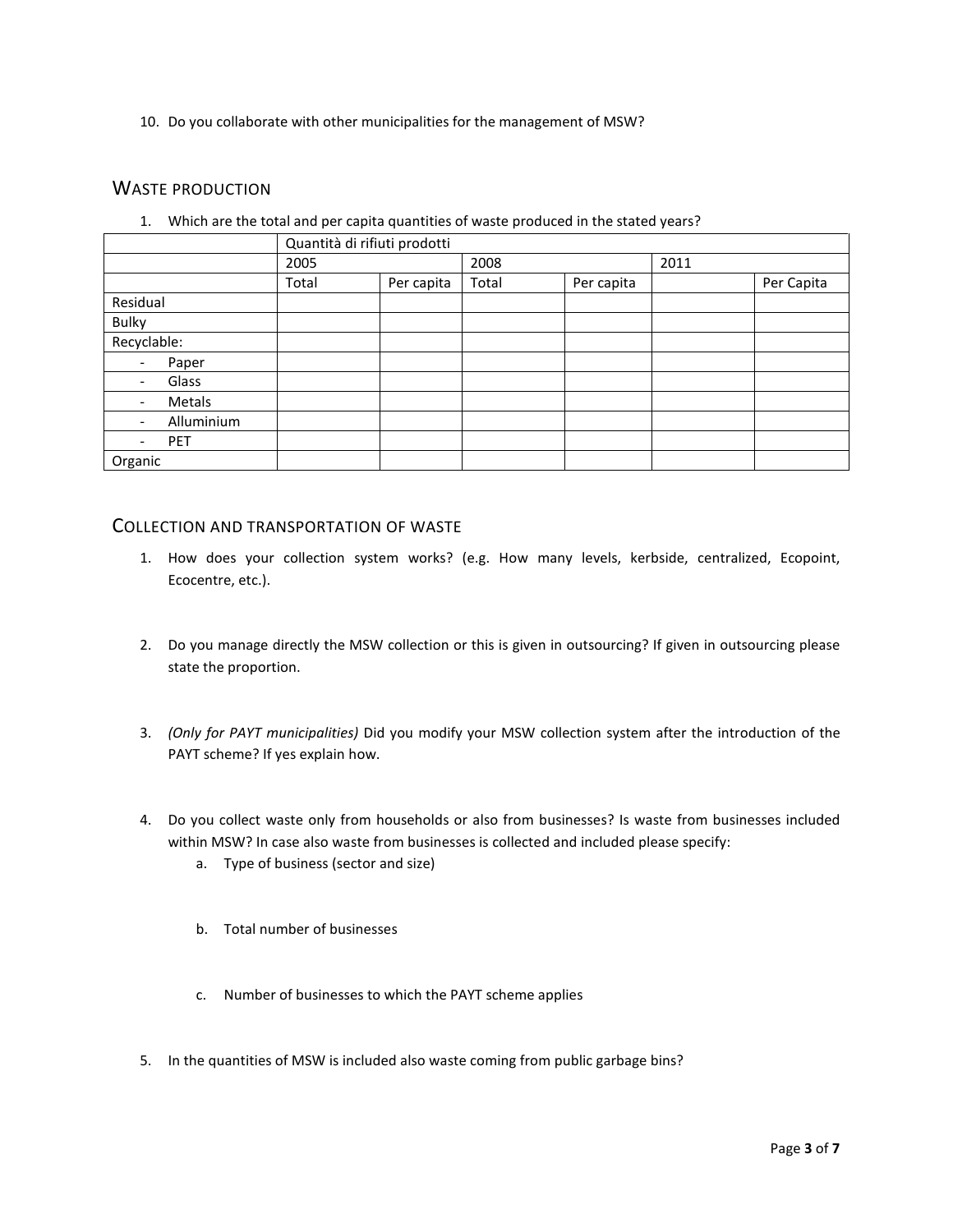10. Do you collaborate with other municipalities for the management of MSW?

## Waste production

1. Which are the total and per capita quantities of waste produced in the stated years?

| | Quantità di rifiuti prodotti | | | | | |
|---|---|---|---|---|---|---|
| | 2005 | | 2008 | | 2011 | |
| | Total | Per capita | Total | Per capita | | Per Capita |
| Residual | | | | | | |
| Bulky | | | | | | |
| Recyclable: | | | | | | |
| - Paper | | | | | | |
| - Glass | | | | | | |
| - Metals | | | | | | |
| - Alluminium | | | | | | |
| - PET | | | | | | |
| Organic | | | | | | |

## Collection and transportation of waste

1. How does your collection system works? (e.g. How many levels, kerbside, centralized, Ecopoint, Ecocentre, etc.).

2. Do you manage directly the MSW collection or this is given in outsourcing? If given in outsourcing please state the proportion.

3. *(Only for PAYT municipalities)* Did you modify your MSW collection system after the introduction of the PAYT scheme? If yes explain how.

4. Do you collect waste only from households or also from businesses? Is waste from businesses included within MSW? In case also waste from businesses is collected and included please specify:
   a. Type of business (sector and size)

   b. Total number of businesses

   c. Number of businesses to which the PAYT scheme applies

5. In the quantities of MSW is included also waste coming from public garbage bins?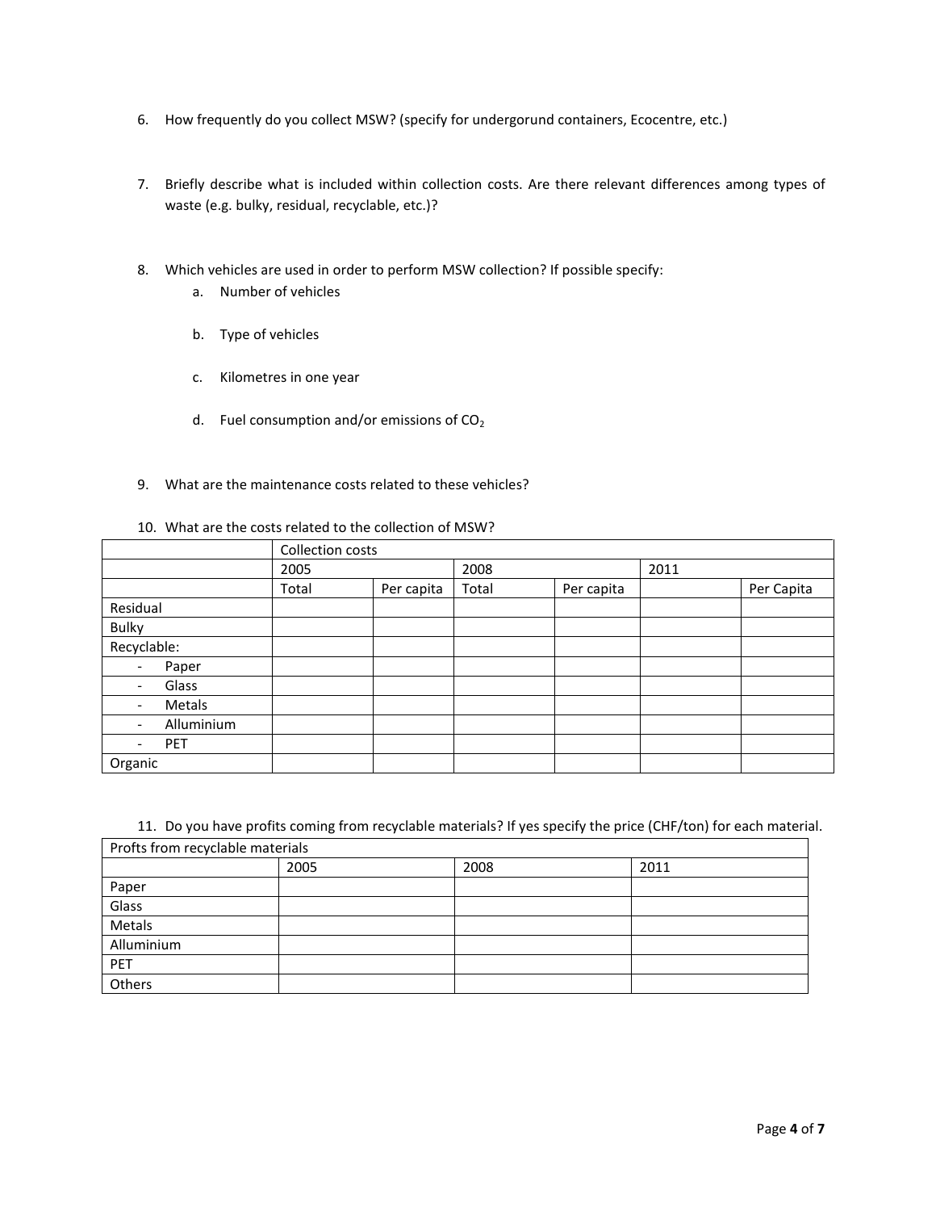6. How frequently do you collect MSW? (specify for undergorund containers, Ecocentre, etc.)

7. Briefly describe what is included within collection costs. Are there relevant differences among types of waste (e.g. bulky, residual, recyclable, etc.)?

8. Which vehicles are used in order to perform MSW collection? If possible specify:
   a. Number of vehicles
   b. Type of vehicles
   c. Kilometres in one year
   d. Fuel consumption and/or emissions of $CO_2$

9. What are the maintenance costs related to these vehicles?

10. What are the costs related to the collection of MSW?

| | Collection costs | | | | | |
|---|---|---|---|---|---|---|
| | 2005 | | 2008 | | 2011 | |
| | Total | Per capita | Total | Per capita | | Per Capita |
| Residual | | | | | | |
| Bulky | | | | | | |
| Recyclable: | | | | | | |
| - Paper | | | | | | |
| - Glass | | | | | | |
| - Metals | | | | | | |
| - Alluminium | | | | | | |
| - PET | | | | | | |
| Organic | | | | | | |

11. Do you have profits coming from recyclable materials? If yes specify the price (CHF/ton) for each material.

| Profts from recyclable materials | | | |
|---|---|---|---|
| | 2005 | 2008 | 2011 |
| Paper | | | |
| Glass | | | |
| Metals | | | |
| Alluminium | | | |
| PET | | | |
| Others | | | |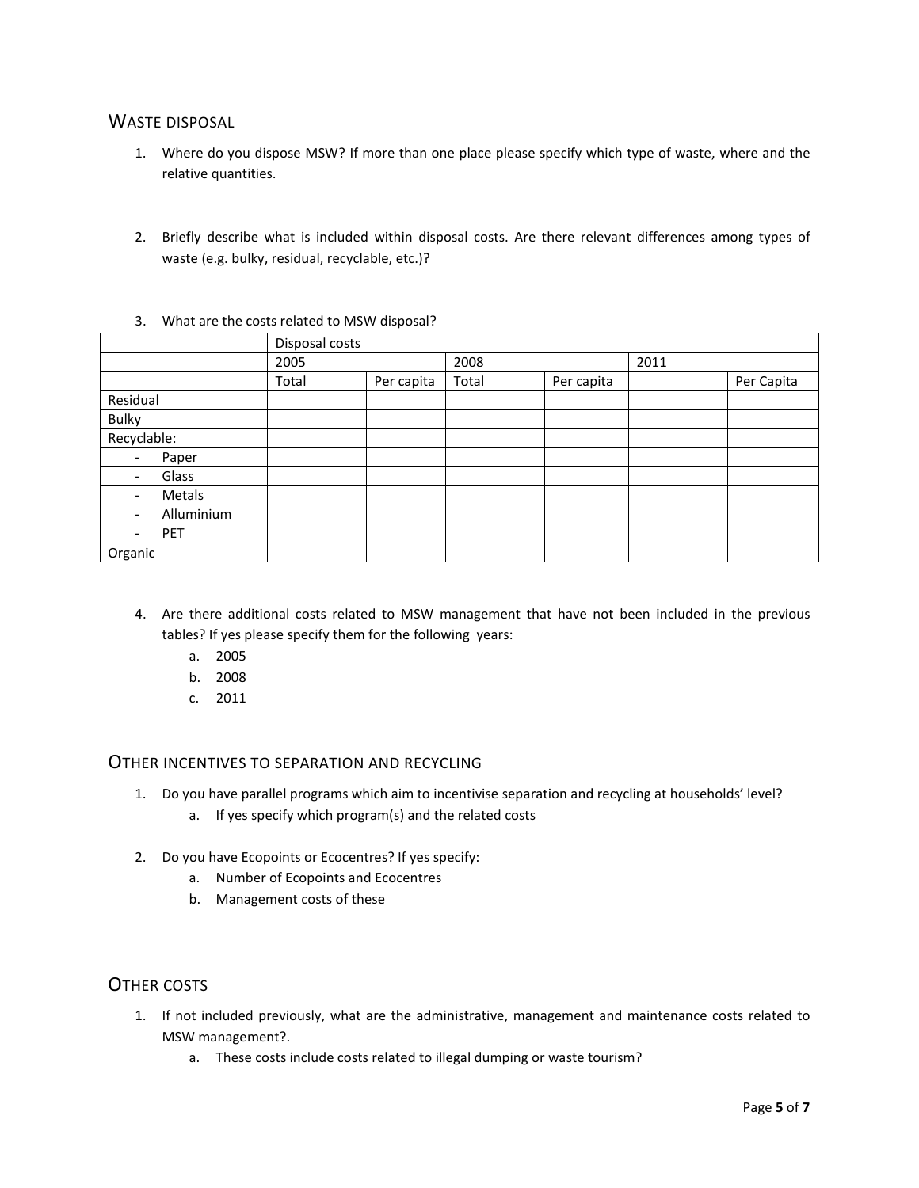## WASTE DISPOSAL

1. Where do you dispose MSW? If more than one place please specify which type of waste, where and the relative quantities.

2. Briefly describe what is included within disposal costs. Are there relevant differences among types of waste (e.g. bulky, residual, recyclable, etc.)?

3. What are the costs related to MSW disposal?

| | Disposal costs | | | | | |
|---|---|---|---|---|---|---|
| | 2005 | | 2008 | | 2011 | |
| | Total | Per capita | Total | Per capita | | Per Capita |
| Residual | | | | | | |
| Bulky | | | | | | |
| Recyclable: | | | | | | |
| - Paper | | | | | | |
| - Glass | | | | | | |
| - Metals | | | | | | |
| - Alluminium | | | | | | |
| - PET | | | | | | |
| Organic | | | | | | |

4. Are there additional costs related to MSW management that have not been included in the previous tables? If yes please specify them for the following years:
   a. 2005
   b. 2008
   c. 2011

## OTHER INCENTIVES TO SEPARATION AND RECYCLING

1. Do you have parallel programs which aim to incentivise separation and recycling at households' level?
   a. If yes specify which program(s) and the related costs

2. Do you have Ecopoints or Ecocentres? If yes specify:
   a. Number of Ecopoints and Ecocentres
   b. Management costs of these

## OTHER COSTS

1. If not included previously, what are the administrative, management and maintenance costs related to MSW management?.
   a. These costs include costs related to illegal dumping or waste tourism?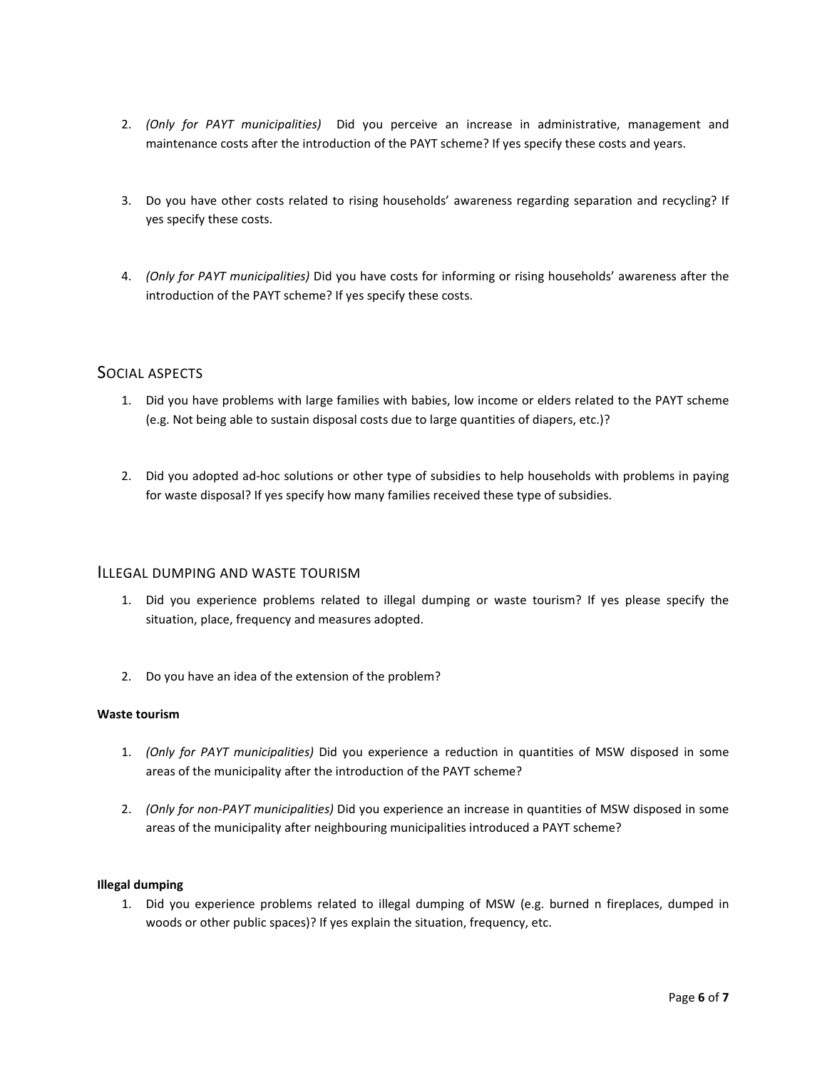2. *(Only for PAYT municipalities)* Did you perceive an increase in administrative, management and maintenance costs after the introduction of the PAYT scheme? If yes specify these costs and years.

3. Do you have other costs related to rising households' awareness regarding separation and recycling? If yes specify these costs.

4. *(Only for PAYT municipalities)* Did you have costs for informing or rising households' awareness after the introduction of the PAYT scheme? If yes specify these costs.

## Social aspects

1. Did you have problems with large families with babies, low income or elders related to the PAYT scheme (e.g. Not being able to sustain disposal costs due to large quantities of diapers, etc.)?

2. Did you adopted ad-hoc solutions or other type of subsidies to help households with problems in paying for waste disposal? If yes specify how many families received these type of subsidies.

## Illegal dumping and waste tourism

1. Did you experience problems related to illegal dumping or waste tourism? If yes please specify the situation, place, frequency and measures adopted.

2. Do you have an idea of the extension of the problem?

**Waste tourism**

1. *(Only for PAYT municipalities)* Did you experience a reduction in quantities of MSW disposed in some areas of the municipality after the introduction of the PAYT scheme?

2. *(Only for non-PAYT municipalities)* Did you experience an increase in quantities of MSW disposed in some areas of the municipality after neighbouring municipalities introduced a PAYT scheme?

**Illegal dumping**

1. Did you experience problems related to illegal dumping of MSW (e.g. burned n fireplaces, dumped in woods or other public spaces)? If yes explain the situation, frequency, etc.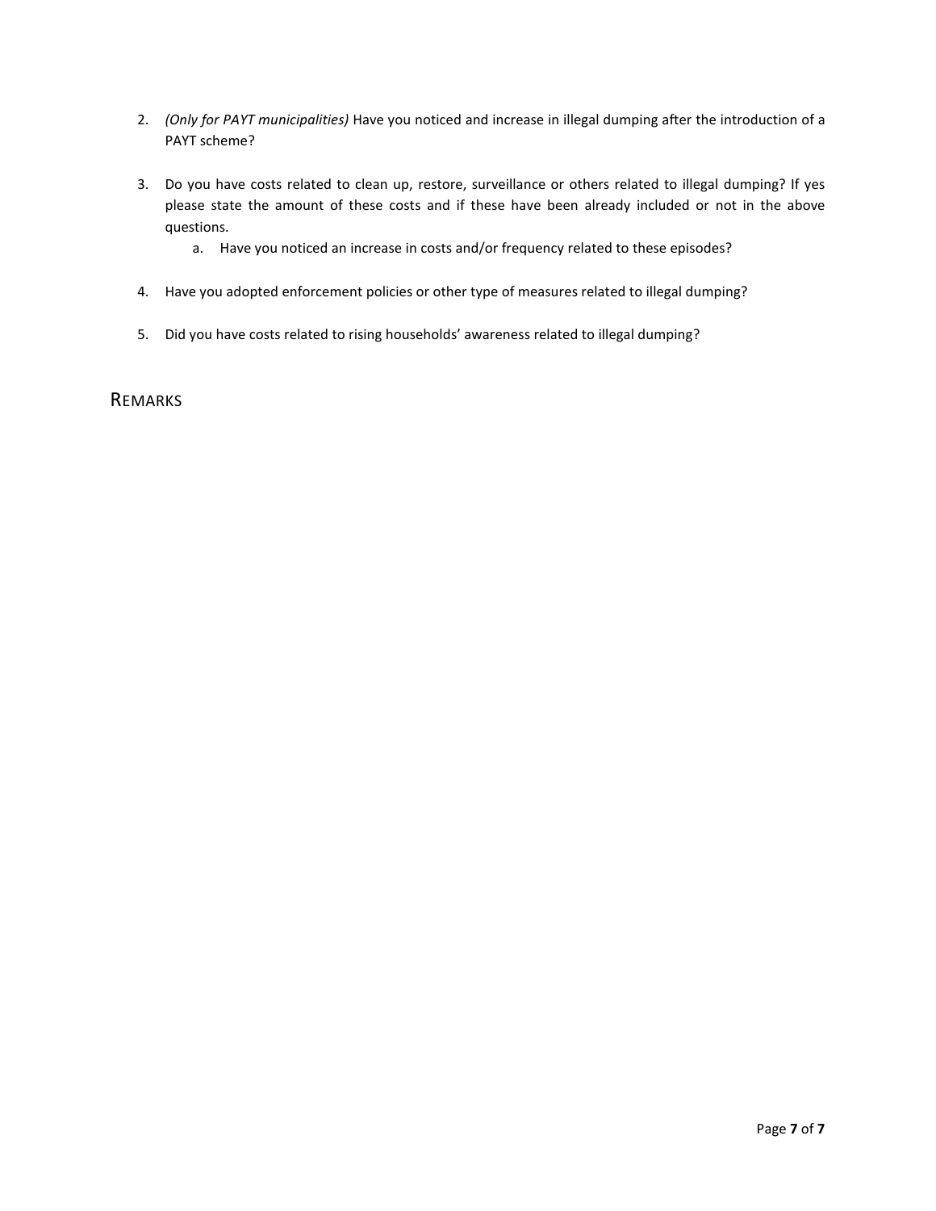2. *(Only for PAYT municipalities)* Have you noticed and increase in illegal dumping after the introduction of a PAYT scheme?

3. Do you have costs related to clean up, restore, surveillance or others related to illegal dumping? If yes please state the amount of these costs and if these have been already included or not in the above questions.
    a. Have you noticed an increase in costs and/or frequency related to these episodes?

4. Have you adopted enforcement policies or other type of measures related to illegal dumping?

5. Did you have costs related to rising households' awareness related to illegal dumping?

## Remarks